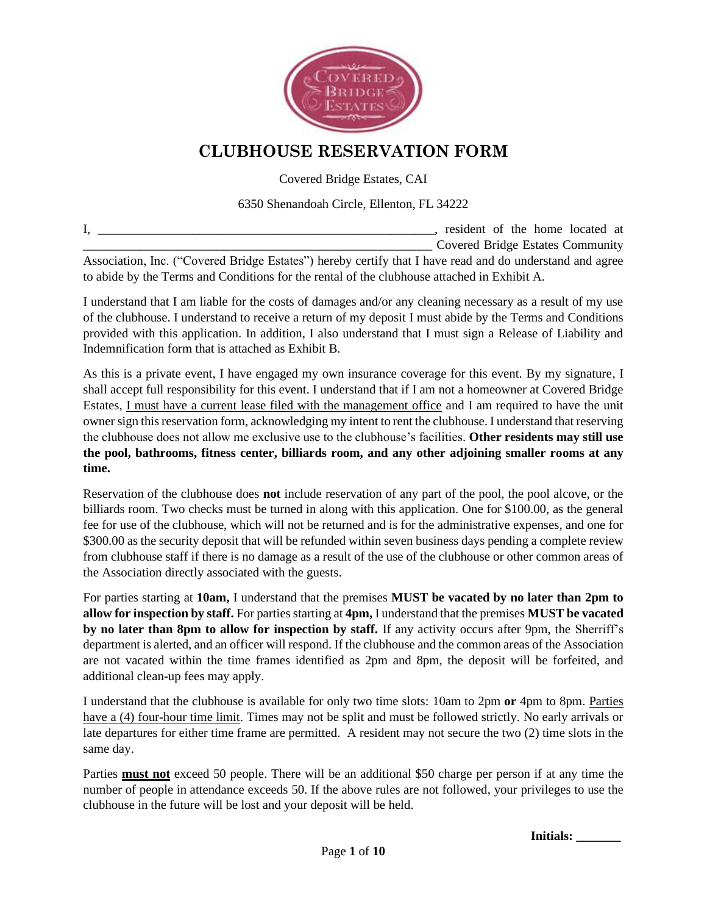# CLUBHOUSE RESERVATION FORM

Covered Bridge Estates, CAI

6350 Shenandoah Circle, Ellenton, FL 34222

I, ______________________________________________________, resident of the home located at ______________________________________________________ Covered Bridge Estates Community Association, Inc. ("Covered Bridge Estates") hereby certify that I have read and do understand and agree to abide by the Terms and Conditions for the rental of the clubhouse attached in Exhibit A.

I understand that I am liable for the costs of damages and/or any cleaning necessary as a result of my use of the clubhouse. I understand to receive a return of my deposit I must abide by the Terms and Conditions provided with this application. In addition, I also understand that I must sign a Release of Liability and Indemnification form that is attached as Exhibit B.

As this is a private event, I have engaged my own insurance coverage for this event. By my signature, I shall accept full responsibility for this event. I understand that if I am not a homeowner at Covered Bridge Estates, I must have a current lease filed with the management office and I am required to have the unit owner sign this reservation form, acknowledging my intent to rent the clubhouse. I understand that reserving the clubhouse does not allow me exclusive use to the clubhouse's facilities. **Other residents may still use the pool, bathrooms, fitness center, billiards room, and any other adjoining smaller rooms at any time.**

Reservation of the clubhouse does **not** include reservation of any part of the pool, the pool alcove, or the billiards room. Two checks must be turned in along with this application. One for $100.00, as the general fee for use of the clubhouse, which will not be returned and is for the administrative expenses, and one for $300.00 as the security deposit that will be refunded within seven business days pending a complete review from clubhouse staff if there is no damage as a result of the use of the clubhouse or other common areas of the Association directly associated with the guests.

For parties starting at **10am,** I understand that the premises **MUST be vacated by no later than 2pm to allow for inspection by staff.** For parties starting at **4pm,** I understand that the premises **MUST be vacated by no later than 8pm to allow for inspection by staff.** If any activity occurs after 9pm, the Sherriff's department is alerted, and an officer will respond. If the clubhouse and the common areas of the Association are not vacated within the time frames identified as 2pm and 8pm, the deposit will be forfeited, and additional clean-up fees may apply.

I understand that the clubhouse is available for only two time slots: 10am to 2pm **or** 4pm to 8pm. Parties have a (4) four-hour time limit. Times may not be split and must be followed strictly. No early arrivals or late departures for either time frame are permitted. A resident may not secure the two (2) time slots in the same day.

Parties **must not** exceed 50 people. There will be an additional $50 charge per person if at any time the number of people in attendance exceeds 50. If the above rules are not followed, your privileges to use the clubhouse in the future will be lost and your deposit will be held.

**Initials: _______**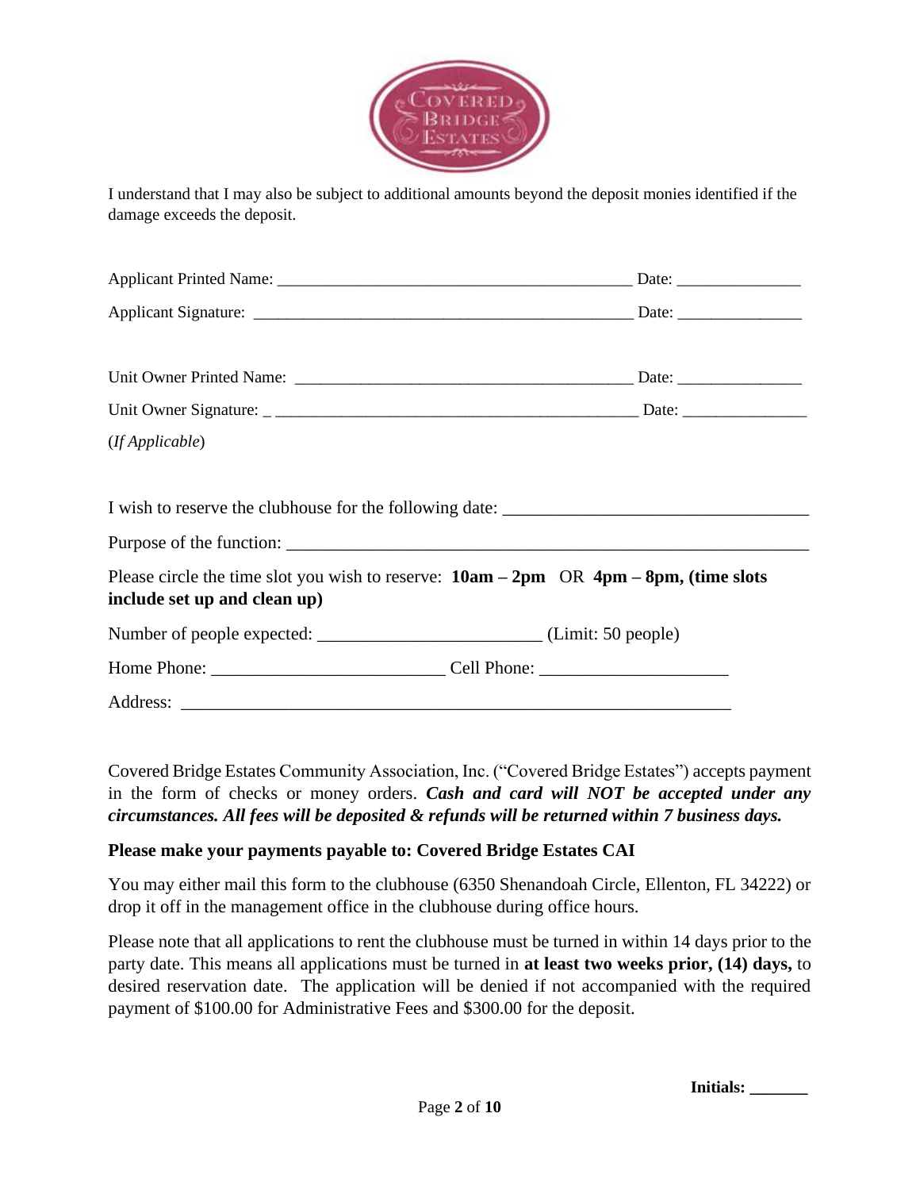I understand that I may also be subject to additional amounts beyond the deposit monies identified if the damage exceeds the deposit.

Applicant Printed Name: ___________________________________________ Date: _______________

Applicant Signature: _______________________________________________ Date: _______________

Unit Owner Printed Name: __________________________________________ Date: _______________

Unit Owner Signature: _ ____________________________________________ Date: _______________

(*If Applicable*)

I wish to reserve the clubhouse for the following date: __________________________________

Purpose of the function: _____________________________________________________________

Please circle the time slot you wish to reserve: **10am – 2pm** OR **4pm – 8pm, (time slots include set up and clean up)**

Number of people expected: ________________________ (Limit: 50 people)

Home Phone: _________________________ Cell Phone: ____________________

Address: _____________________________________________________________

Covered Bridge Estates Community Association, Inc. ("Covered Bridge Estates") accepts payment in the form of checks or money orders. ***Cash and card will NOT be accepted under any circumstances. All fees will be deposited & refunds will be returned within 7 business days.***

**Please make your payments payable to: Covered Bridge Estates CAI**

You may either mail this form to the clubhouse (6350 Shenandoah Circle, Ellenton, FL 34222) or drop it off in the management office in the clubhouse during office hours.

Please note that all applications to rent the clubhouse must be turned in within 14 days prior to the party date. This means all applications must be turned in **at least two weeks prior, (14) days,** to desired reservation date. The application will be denied if not accompanied with the required payment of $100.00 for Administrative Fees and $300.00 for the deposit.

**Initials: _______**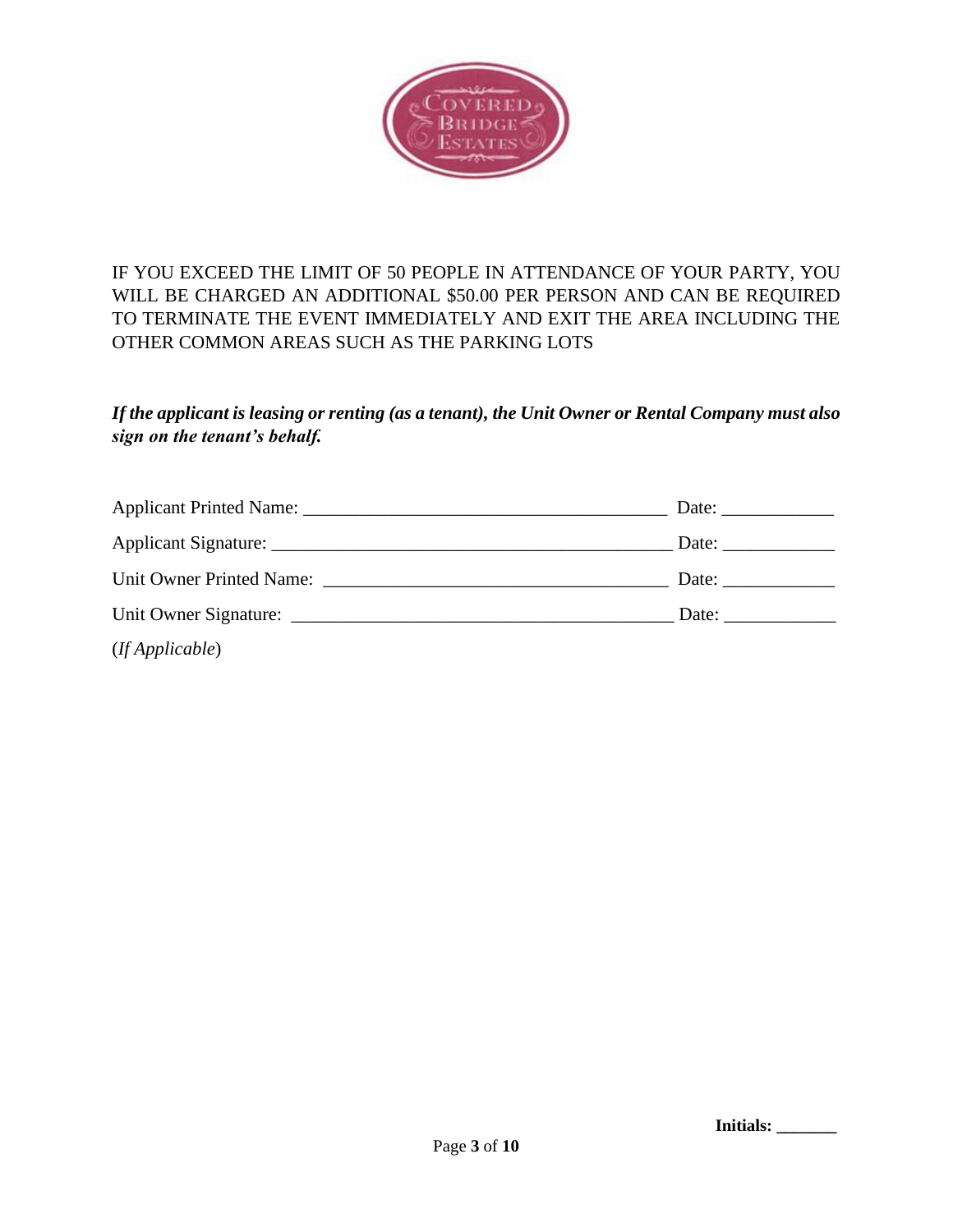IF YOU EXCEED THE LIMIT OF 50 PEOPLE IN ATTENDANCE OF YOUR PARTY, YOU WILL BE CHARGED AN ADDITIONAL $50.00 PER PERSON AND CAN BE REQUIRED TO TERMINATE THE EVENT IMMEDIATELY AND EXIT THE AREA INCLUDING THE OTHER COMMON AREAS SUCH AS THE PARKING LOTS

***If the applicant is leasing or renting (as a tenant), the Unit Owner or Rental Company must also sign on the tenant's behalf.***

Applicant Printed Name: ________________________________________ Date: ____________

Applicant Signature: ____________________________________________ Date: ____________

Unit Owner Printed Name: ______________________________________ Date: ____________

Unit Owner Signature: __________________________________________ Date: ____________

(*If Applicable*)

**Initials: _______**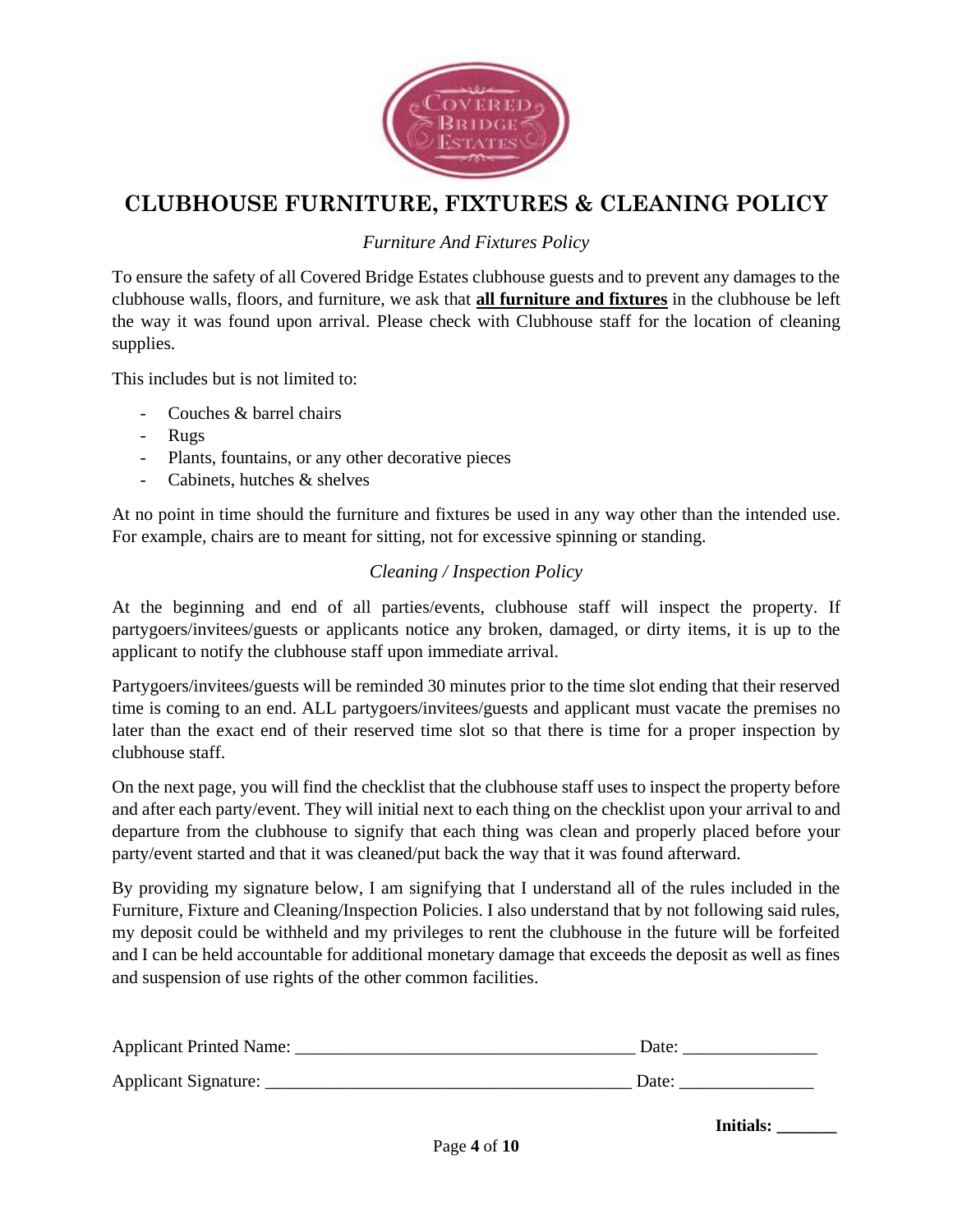# CLUBHOUSE FURNITURE, FIXTURES & CLEANING POLICY

*Furniture And Fixtures Policy*

To ensure the safety of all Covered Bridge Estates clubhouse guests and to prevent any damages to the clubhouse walls, floors, and furniture, we ask that **<u>all furniture and fixtures</u>** in the clubhouse be left the way it was found upon arrival. Please check with Clubhouse staff for the location of cleaning supplies.

This includes but is not limited to:

- Couches & barrel chairs
- Rugs
- Plants, fountains, or any other decorative pieces
- Cabinets, hutches & shelves

At no point in time should the furniture and fixtures be used in any way other than the intended use. For example, chairs are to meant for sitting, not for excessive spinning or standing.

*Cleaning / Inspection Policy*

At the beginning and end of all parties/events, clubhouse staff will inspect the property. If partygoers/invitees/guests or applicants notice any broken, damaged, or dirty items, it is up to the applicant to notify the clubhouse staff upon immediate arrival.

Partygoers/invitees/guests will be reminded 30 minutes prior to the time slot ending that their reserved time is coming to an end. ALL partygoers/invitees/guests and applicant must vacate the premises no later than the exact end of their reserved time slot so that there is time for a proper inspection by clubhouse staff.

On the next page, you will find the checklist that the clubhouse staff uses to inspect the property before and after each party/event. They will initial next to each thing on the checklist upon your arrival to and departure from the clubhouse to signify that each thing was clean and properly placed before your party/event started and that it was cleaned/put back the way that it was found afterward.

By providing my signature below, I am signifying that I understand all of the rules included in the Furniture, Fixture and Cleaning/Inspection Policies. I also understand that by not following said rules, my deposit could be withheld and my privileges to rent the clubhouse in the future will be forfeited and I can be held accountable for additional monetary damage that exceeds the deposit as well as fines and suspension of use rights of the other common facilities.

Applicant Printed Name: ______________________________________ Date: _______________

Applicant Signature: ________________________________________ Date: _______________

**Initials: _______**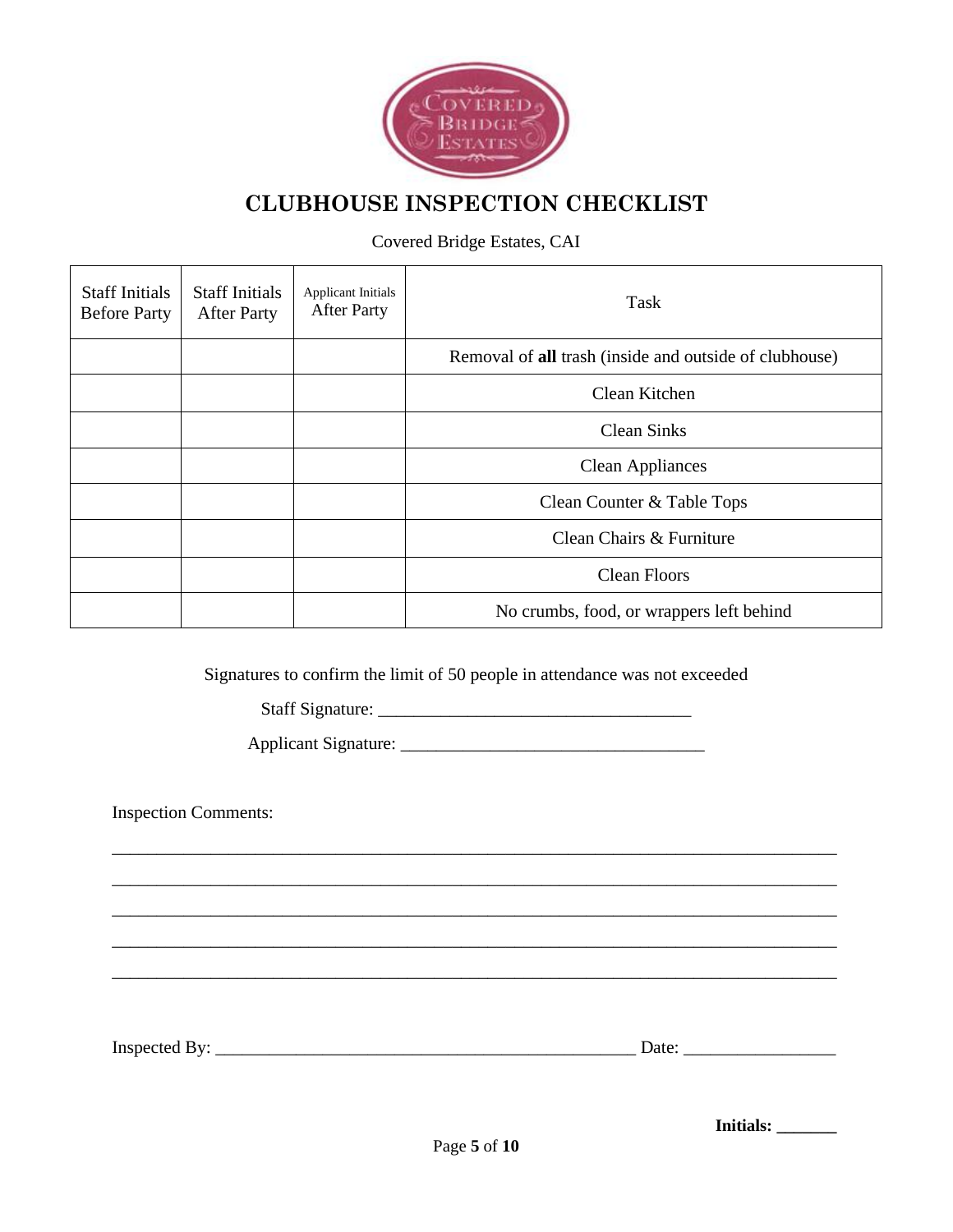# CLUBHOUSE INSPECTION CHECKLIST

Covered Bridge Estates, CAI

| Staff Initials Before Party | Staff Initials After Party | Applicant Initials After Party | Task |
|---|---|---|---|
| | | | Removal of **all** trash (inside and outside of clubhouse) |
| | | | Clean Kitchen |
| | | | Clean Sinks |
| | | | Clean Appliances |
| | | | Clean Counter & Table Tops |
| | | | Clean Chairs & Furniture |
| | | | Clean Floors |
| | | | No crumbs, food, or wrappers left behind |

Signatures to confirm the limit of 50 people in attendance was not exceeded

Staff Signature: ___________________________________

Applicant Signature: __________________________________

Inspection Comments:

_______________________________________________________________________________

_______________________________________________________________________________

_______________________________________________________________________________

_______________________________________________________________________________

_______________________________________________________________________________

Inspected By: ______________________________________________ Date: ________________

**Initials: _______**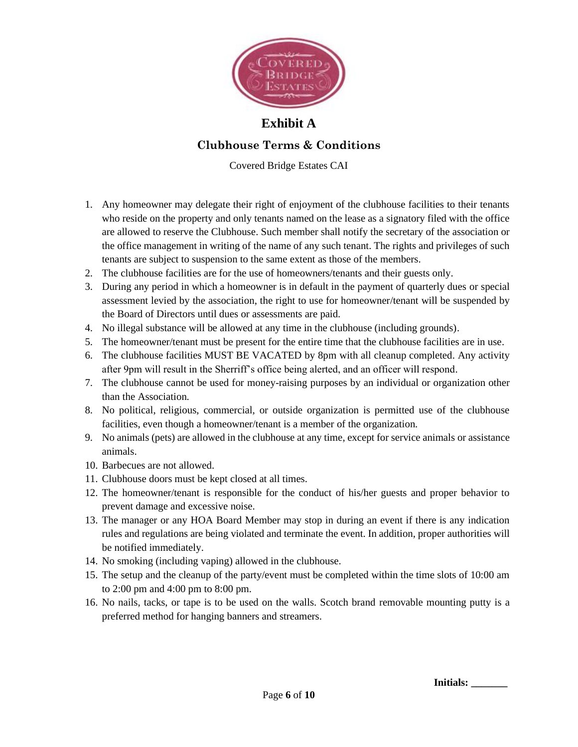# Exhibit A

## Clubhouse Terms & Conditions

Covered Bridge Estates CAI

1. Any homeowner may delegate their right of enjoyment of the clubhouse facilities to their tenants who reside on the property and only tenants named on the lease as a signatory filed with the office are allowed to reserve the Clubhouse. Such member shall notify the secretary of the association or the office management in writing of the name of any such tenant. The rights and privileges of such tenants are subject to suspension to the same extent as those of the members.
2. The clubhouse facilities are for the use of homeowners/tenants and their guests only.
3. During any period in which a homeowner is in default in the payment of quarterly dues or special assessment levied by the association, the right to use for homeowner/tenant will be suspended by the Board of Directors until dues or assessments are paid.
4. No illegal substance will be allowed at any time in the clubhouse (including grounds).
5. The homeowner/tenant must be present for the entire time that the clubhouse facilities are in use.
6. The clubhouse facilities MUST BE VACATED by 8pm with all cleanup completed. Any activity after 9pm will result in the Sherriff's office being alerted, and an officer will respond.
7. The clubhouse cannot be used for money-raising purposes by an individual or organization other than the Association.
8. No political, religious, commercial, or outside organization is permitted use of the clubhouse facilities, even though a homeowner/tenant is a member of the organization.
9. No animals (pets) are allowed in the clubhouse at any time, except for service animals or assistance animals.
10. Barbecues are not allowed.
11. Clubhouse doors must be kept closed at all times.
12. The homeowner/tenant is responsible for the conduct of his/her guests and proper behavior to prevent damage and excessive noise.
13. The manager or any HOA Board Member may stop in during an event if there is any indication rules and regulations are being violated and terminate the event. In addition, proper authorities will be notified immediately.
14. No smoking (including vaping) allowed in the clubhouse.
15. The setup and the cleanup of the party/event must be completed within the time slots of 10:00 am to 2:00 pm and 4:00 pm to 8:00 pm.
16. No nails, tacks, or tape is to be used on the walls. Scotch brand removable mounting putty is a preferred method for hanging banners and streamers.

**Initials: _______**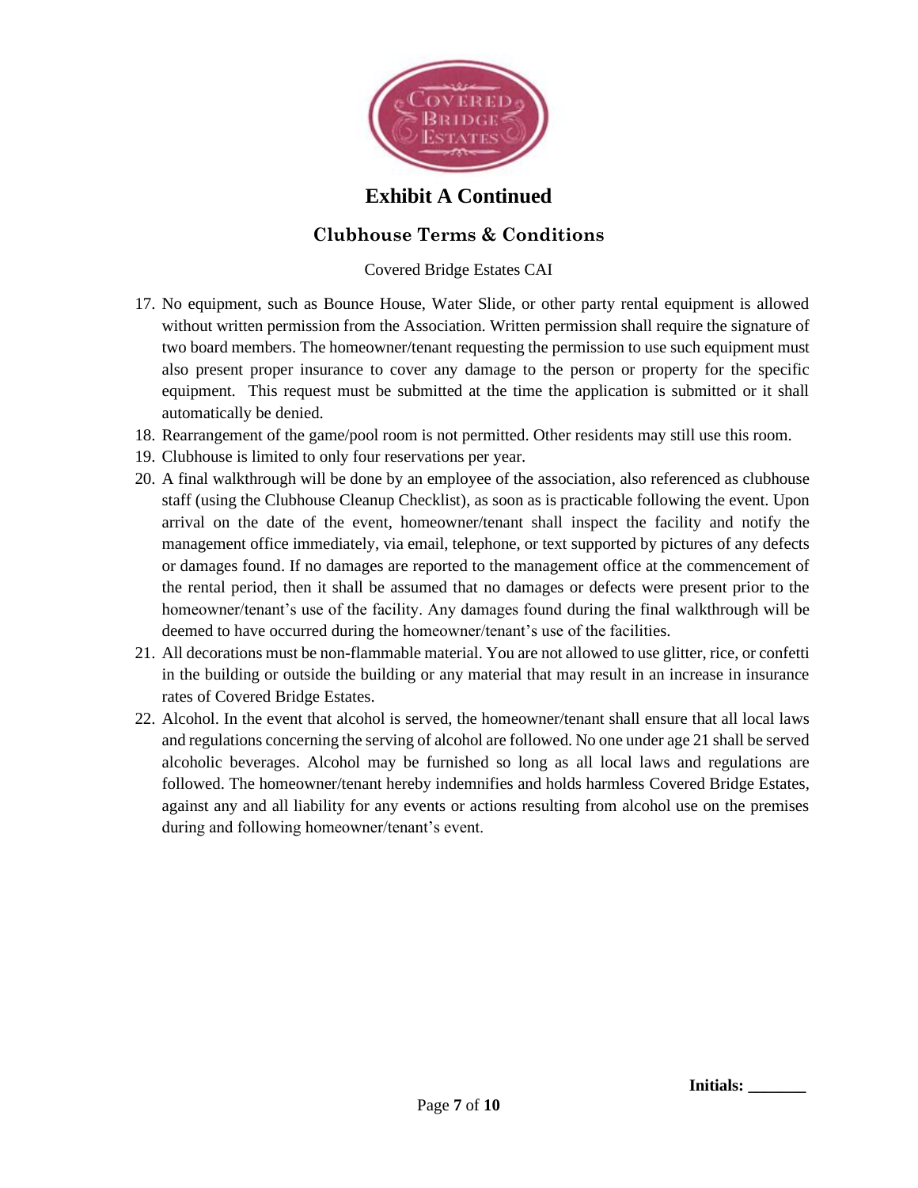# Exhibit A Continued

## Clubhouse Terms & Conditions

Covered Bridge Estates CAI

17. No equipment, such as Bounce House, Water Slide, or other party rental equipment is allowed without written permission from the Association. Written permission shall require the signature of two board members. The homeowner/tenant requesting the permission to use such equipment must also present proper insurance to cover any damage to the person or property for the specific equipment. This request must be submitted at the time the application is submitted or it shall automatically be denied.
18. Rearrangement of the game/pool room is not permitted. Other residents may still use this room.
19. Clubhouse is limited to only four reservations per year.
20. A final walkthrough will be done by an employee of the association, also referenced as clubhouse staff (using the Clubhouse Cleanup Checklist), as soon as is practicable following the event. Upon arrival on the date of the event, homeowner/tenant shall inspect the facility and notify the management office immediately, via email, telephone, or text supported by pictures of any defects or damages found. If no damages are reported to the management office at the commencement of the rental period, then it shall be assumed that no damages or defects were present prior to the homeowner/tenant's use of the facility. Any damages found during the final walkthrough will be deemed to have occurred during the homeowner/tenant's use of the facilities.
21. All decorations must be non-flammable material. You are not allowed to use glitter, rice, or confetti in the building or outside the building or any material that may result in an increase in insurance rates of Covered Bridge Estates.
22. Alcohol. In the event that alcohol is served, the homeowner/tenant shall ensure that all local laws and regulations concerning the serving of alcohol are followed. No one under age 21 shall be served alcoholic beverages. Alcohol may be furnished so long as all local laws and regulations are followed. The homeowner/tenant hereby indemnifies and holds harmless Covered Bridge Estates, against any and all liability for any events or actions resulting from alcohol use on the premises during and following homeowner/tenant's event.

**Initials: _______**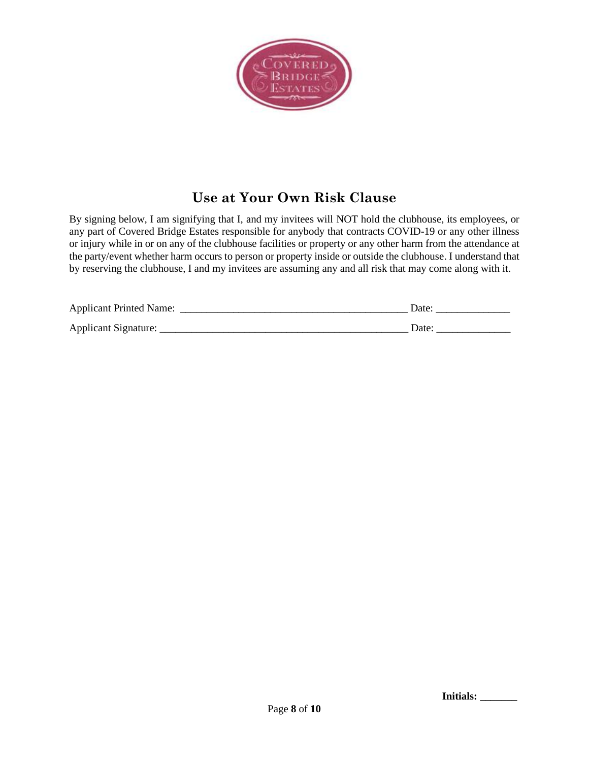# Use at Your Own Risk Clause

By signing below, I am signifying that I, and my invitees will NOT hold the clubhouse, its employees, or any part of Covered Bridge Estates responsible for anybody that contracts COVID-19 or any other illness or injury while in or on any of the clubhouse facilities or property or any other harm from the attendance at the party/event whether harm occurs to person or property inside or outside the clubhouse. I understand that by reserving the clubhouse, I and my invitees are assuming any and all risk that may come along with it.

Applicant Printed Name: ___________________________________________ Date: ______________

Applicant Signature: _______________________________________________ Date: ______________

**Initials: _______**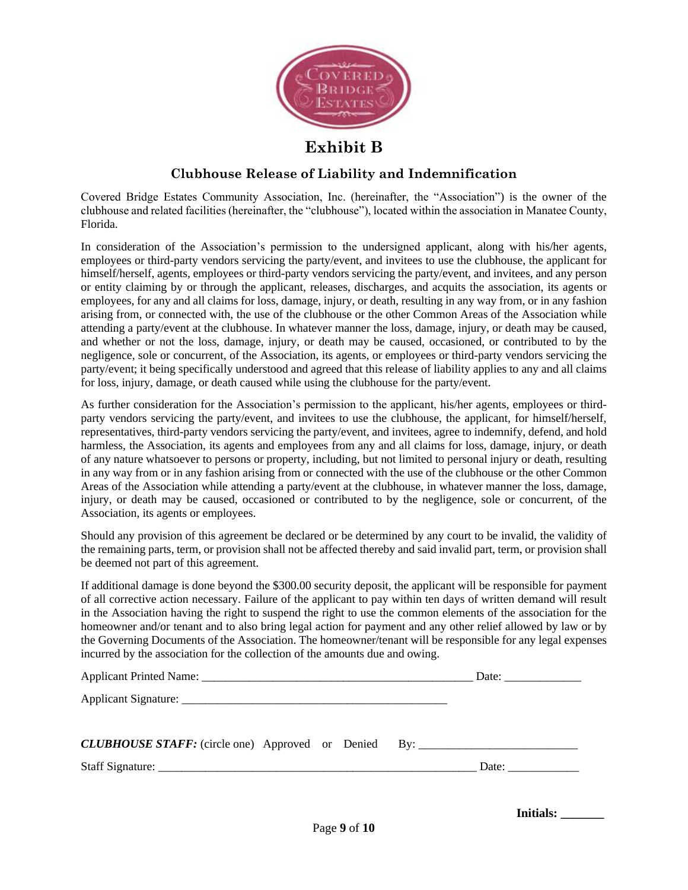# Exhibit B

## Clubhouse Release of Liability and Indemnification

Covered Bridge Estates Community Association, Inc. (hereinafter, the "Association") is the owner of the clubhouse and related facilities (hereinafter, the "clubhouse"), located within the association in Manatee County, Florida.

In consideration of the Association's permission to the undersigned applicant, along with his/her agents, employees or third-party vendors servicing the party/event, and invitees to use the clubhouse, the applicant for himself/herself, agents, employees or third-party vendors servicing the party/event, and invitees, and any person or entity claiming by or through the applicant, releases, discharges, and acquits the association, its agents or employees, for any and all claims for loss, damage, injury, or death, resulting in any way from, or in any fashion arising from, or connected with, the use of the clubhouse or the other Common Areas of the Association while attending a party/event at the clubhouse. In whatever manner the loss, damage, injury, or death may be caused, and whether or not the loss, damage, injury, or death may be caused, occasioned, or contributed to by the negligence, sole or concurrent, of the Association, its agents, or employees or third-party vendors servicing the party/event; it being specifically understood and agreed that this release of liability applies to any and all claims for loss, injury, damage, or death caused while using the clubhouse for the party/event.

As further consideration for the Association's permission to the applicant, his/her agents, employees or third-party vendors servicing the party/event, and invitees to use the clubhouse, the applicant, for himself/herself, representatives, third-party vendors servicing the party/event, and invitees, agree to indemnify, defend, and hold harmless, the Association, its agents and employees from any and all claims for loss, damage, injury, or death of any nature whatsoever to persons or property, including, but not limited to personal injury or death, resulting in any way from or in any fashion arising from or connected with the use of the clubhouse or the other Common Areas of the Association while attending a party/event at the clubhouse, in whatever manner the loss, damage, injury, or death may be caused, occasioned or contributed to by the negligence, sole or concurrent, of the Association, its agents or employees.

Should any provision of this agreement be declared or be determined by any court to be invalid, the validity of the remaining parts, term, or provision shall not be affected thereby and said invalid part, term, or provision shall be deemed not part of this agreement.

If additional damage is done beyond the $300.00 security deposit, the applicant will be responsible for payment of all corrective action necessary. Failure of the applicant to pay within ten days of written demand will result in the Association having the right to suspend the right to use the common elements of the association for the homeowner and/or tenant and to also bring legal action for payment and any other relief allowed by law or by the Governing Documents of the Association. The homeowner/tenant will be responsible for any legal expenses incurred by the association for the collection of the amounts due and owing.

Applicant Printed Name: _______________________________________________ Date: _____________

Applicant Signature: ______________________________________________

***CLUBHOUSE STAFF:*** (circle one) Approved or Denied By: ___________________________

Staff Signature: ________________________________________________________ Date: ____________

**Initials: _______**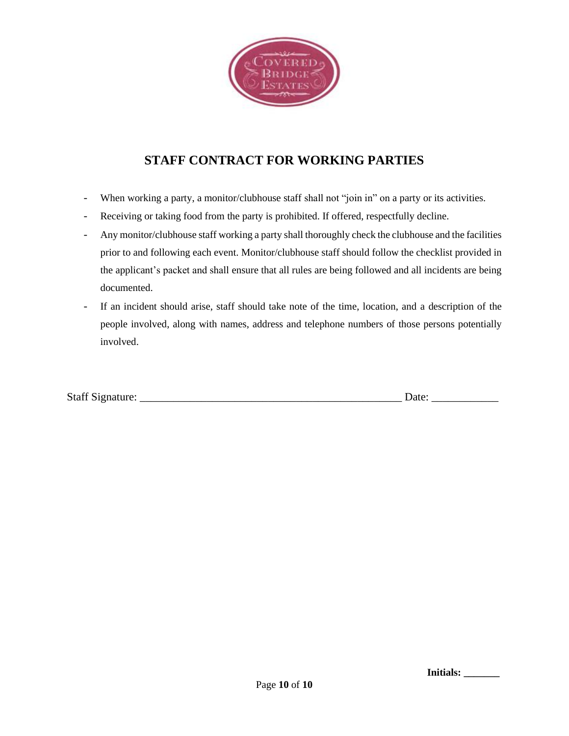# STAFF CONTRACT FOR WORKING PARTIES

- When working a party, a monitor/clubhouse staff shall not "join in" on a party or its activities.
- Receiving or taking food from the party is prohibited. If offered, respectfully decline.
- Any monitor/clubhouse staff working a party shall thoroughly check the clubhouse and the facilities prior to and following each event. Monitor/clubhouse staff should follow the checklist provided in the applicant's packet and shall ensure that all rules are being followed and all incidents are being documented.
- If an incident should arise, staff should take note of the time, location, and a description of the people involved, along with names, address and telephone numbers of those persons potentially involved.

Staff Signature: ________________________________________________ Date: ____________

**Initials: _______**